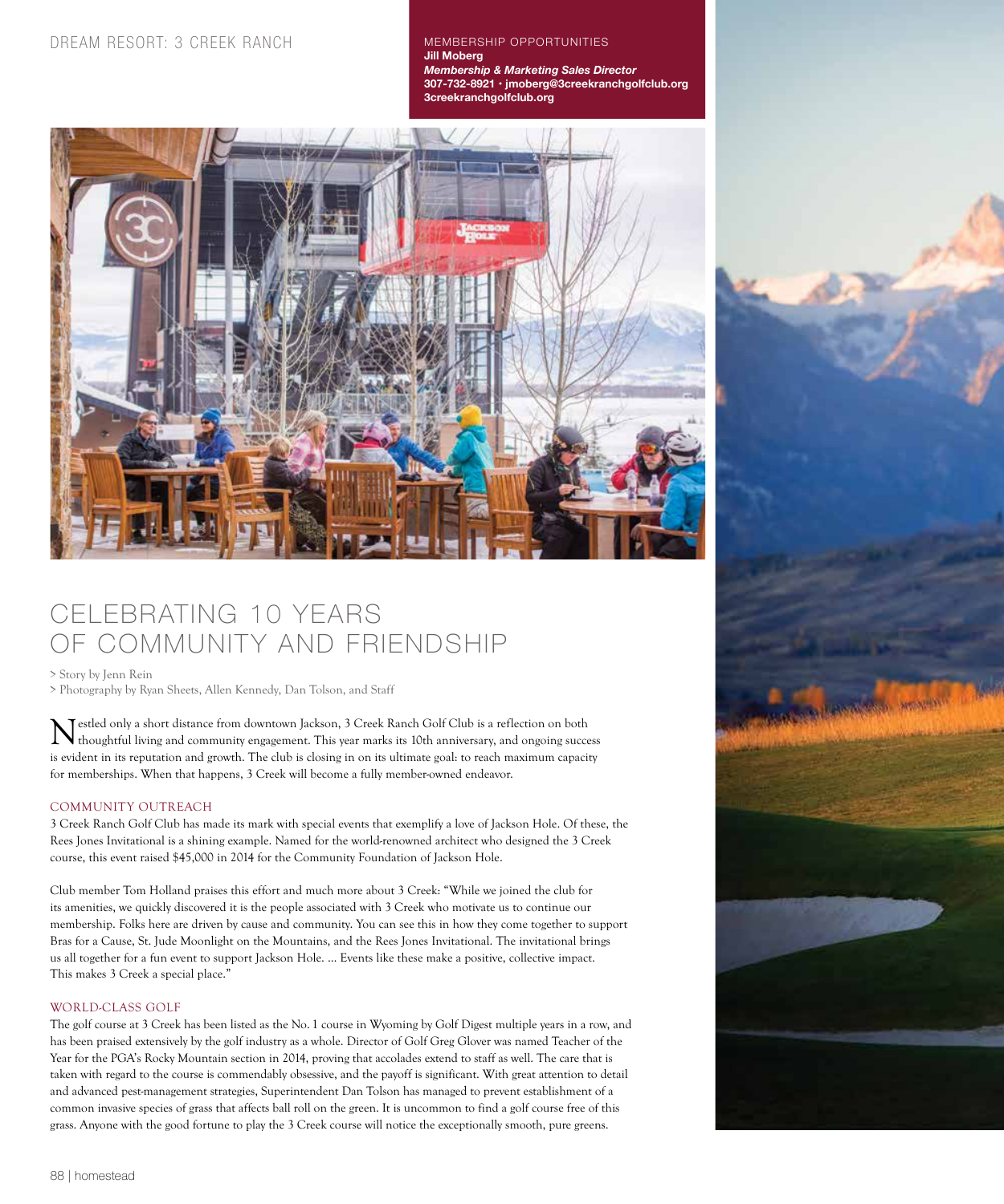DREAM RESORT: 3 CREEK RANCH

MEMBERSHIP OPPORTUNITIES
**Jill Moberg**
***Membership & Marketing Sales Director***
**307-732-8921 • jmoberg@3creekranchgolfclub.org**
**3creekranchgolfclub.org**

# CELEBRATING 10 YEARS OF COMMUNITY AND FRIENDSHIP

> Story by Jenn Rein
> Photography by Ryan Sheets, Allen Kennedy, Dan Tolson, and Staff

Nestled only a short distance from downtown Jackson, 3 Creek Ranch Golf Club is a reflection on both thoughtful living and community engagement. This year marks its 10th anniversary, and ongoing success is evident in its reputation and growth. The club is closing in on its ultimate goal: to reach maximum capacity for memberships. When that happens, 3 Creek will become a fully member-owned endeavor.

## COMMUNITY OUTREACH

3 Creek Ranch Golf Club has made its mark with special events that exemplify a love of Jackson Hole. Of these, the Rees Jones Invitational is a shining example. Named for the world-renowned architect who designed the 3 Creek course, this event raised $45,000 in 2014 for the Community Foundation of Jackson Hole.

Club member Tom Holland praises this effort and much more about 3 Creek: "While we joined the club for its amenities, we quickly discovered it is the people associated with 3 Creek who motivate us to continue our membership. Folks here are driven by cause and community. You can see this in how they come together to support Bras for a Cause, St. Jude Moonlight on the Mountains, and the Rees Jones Invitational. The invitational brings us all together for a fun event to support Jackson Hole. ... Events like these make a positive, collective impact. This makes 3 Creek a special place."

## WORLD-CLASS GOLF

The golf course at 3 Creek has been listed as the No. 1 course in Wyoming by Golf Digest multiple years in a row, and has been praised extensively by the golf industry as a whole. Director of Golf Greg Glover was named Teacher of the Year for the PGA's Rocky Mountain section in 2014, proving that accolades extend to staff as well. The care that is taken with regard to the course is commendably obsessive, and the payoff is significant. With great attention to detail and advanced pest-management strategies, Superintendent Dan Tolson has managed to prevent establishment of a common invasive species of grass that affects ball roll on the green. It is uncommon to find a golf course free of this grass. Anyone with the good fortune to play the 3 Creek course will notice the exceptionally smooth, pure greens.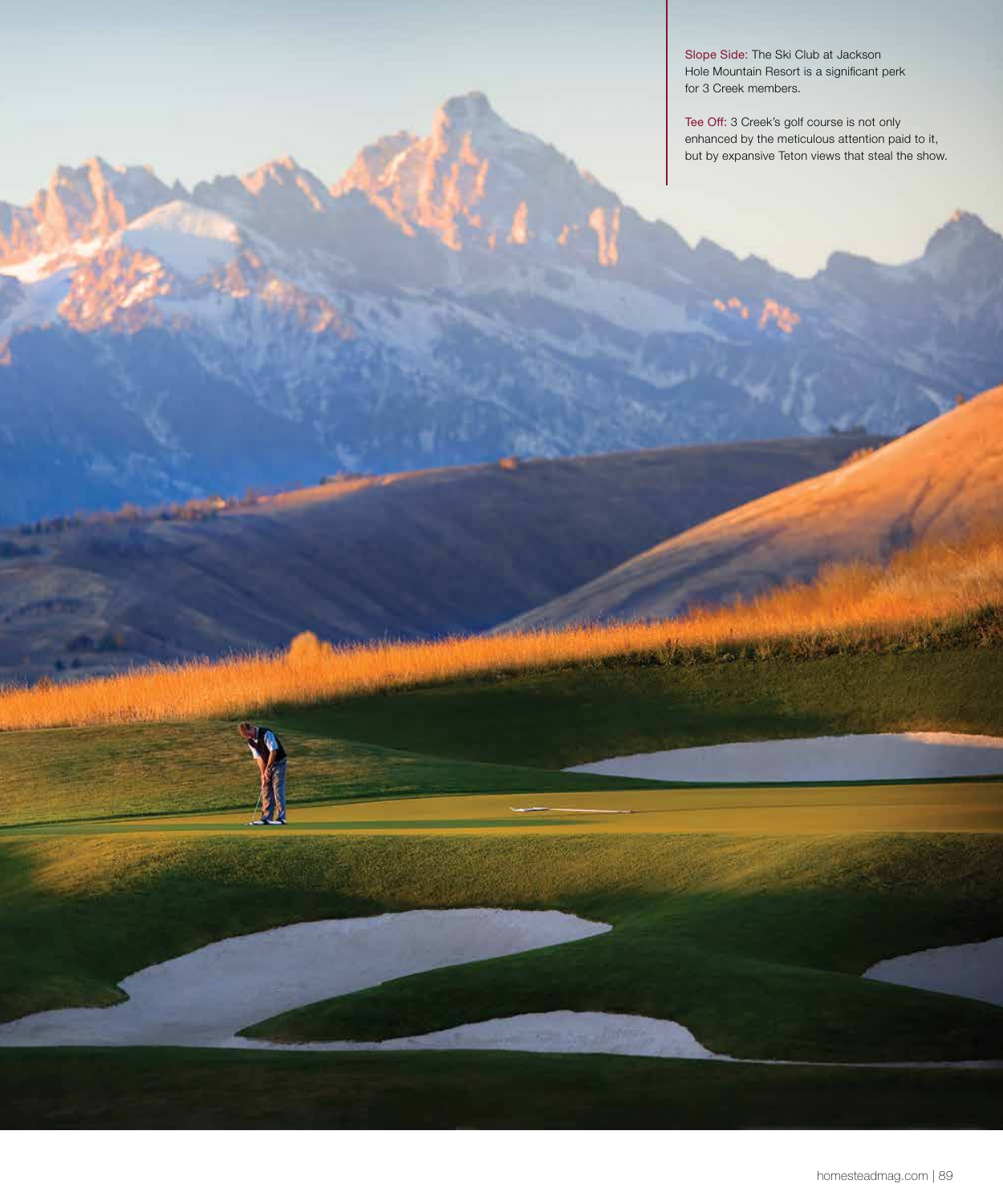**Slope Side:** The Ski Club at Jackson Hole Mountain Resort is a significant perk for 3 Creek members.

**Tee Off:** 3 Creek's golf course is not only enhanced by the meticulous attention paid to it, but by expansive Teton views that steal the show.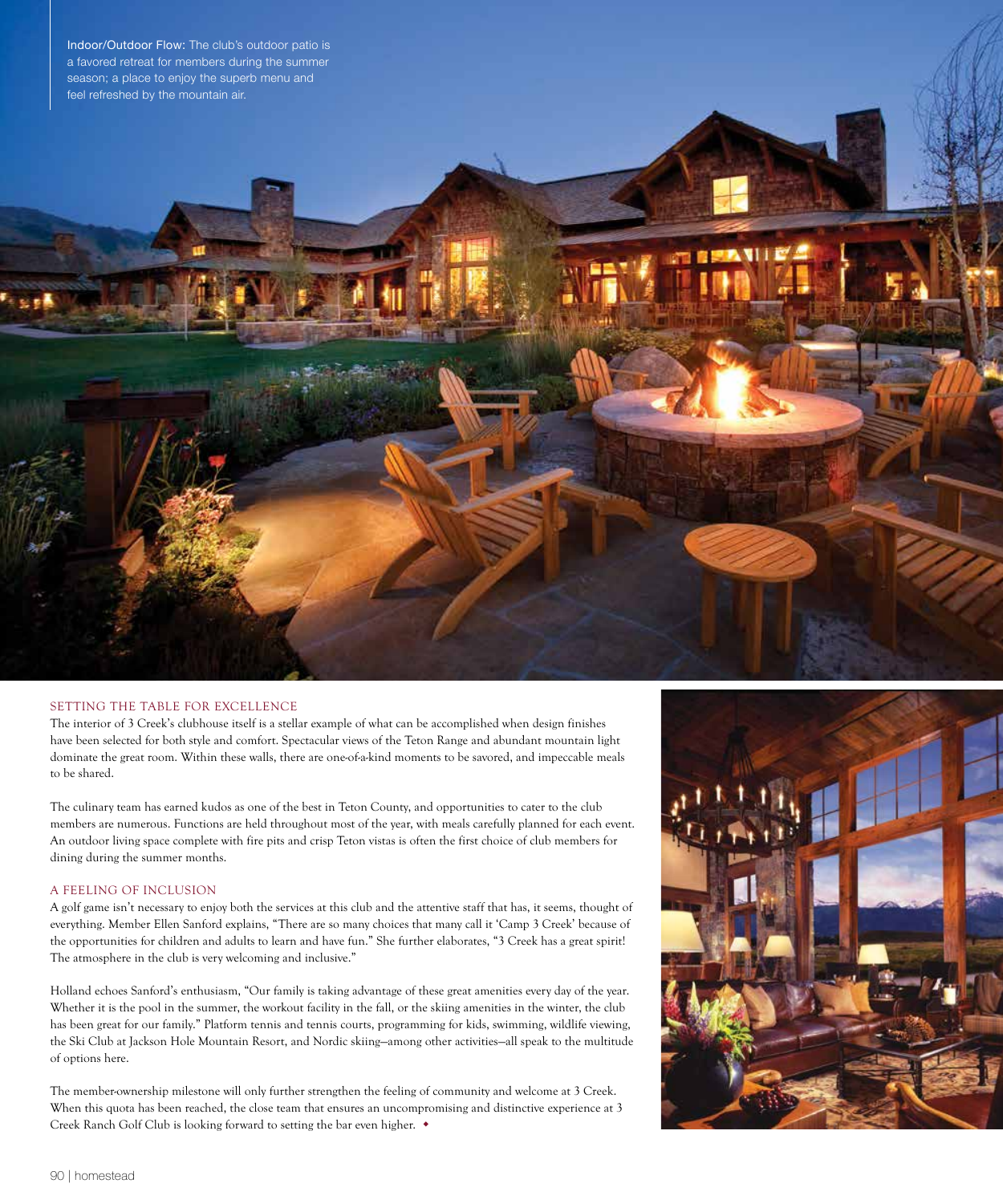**Indoor/Outdoor Flow:** The club's outdoor patio is a favored retreat for members during the summer season; a place to enjoy the superb menu and feel refreshed by the mountain air.

## SETTING THE TABLE FOR EXCELLENCE

The interior of 3 Creek's clubhouse itself is a stellar example of what can be accomplished when design finishes have been selected for both style and comfort. Spectacular views of the Teton Range and abundant mountain light dominate the great room. Within these walls, there are one-of-a-kind moments to be savored, and impeccable meals to be shared.

The culinary team has earned kudos as one of the best in Teton County, and opportunities to cater to the club members are numerous. Functions are held throughout most of the year, with meals carefully planned for each event. An outdoor living space complete with fire pits and crisp Teton vistas is often the first choice of club members for dining during the summer months.

## A FEELING OF INCLUSION

A golf game isn't necessary to enjoy both the services at this club and the attentive staff that has, it seems, thought of everything. Member Ellen Sanford explains, "There are so many choices that many call it 'Camp 3 Creek' because of the opportunities for children and adults to learn and have fun." She further elaborates, "3 Creek has a great spirit! The atmosphere in the club is very welcoming and inclusive."

Holland echoes Sanford's enthusiasm, "Our family is taking advantage of these great amenities every day of the year. Whether it is the pool in the summer, the workout facility in the fall, or the skiing amenities in the winter, the club has been great for our family." Platform tennis and tennis courts, programming for kids, swimming, wildlife viewing, the Ski Club at Jackson Hole Mountain Resort, and Nordic skiing—among other activities—all speak to the multitude of options here.

The member-ownership milestone will only further strengthen the feeling of community and welcome at 3 Creek. When this quota has been reached, the close team that ensures an uncompromising and distinctive experience at 3 Creek Ranch Golf Club is looking forward to setting the bar even higher. ◆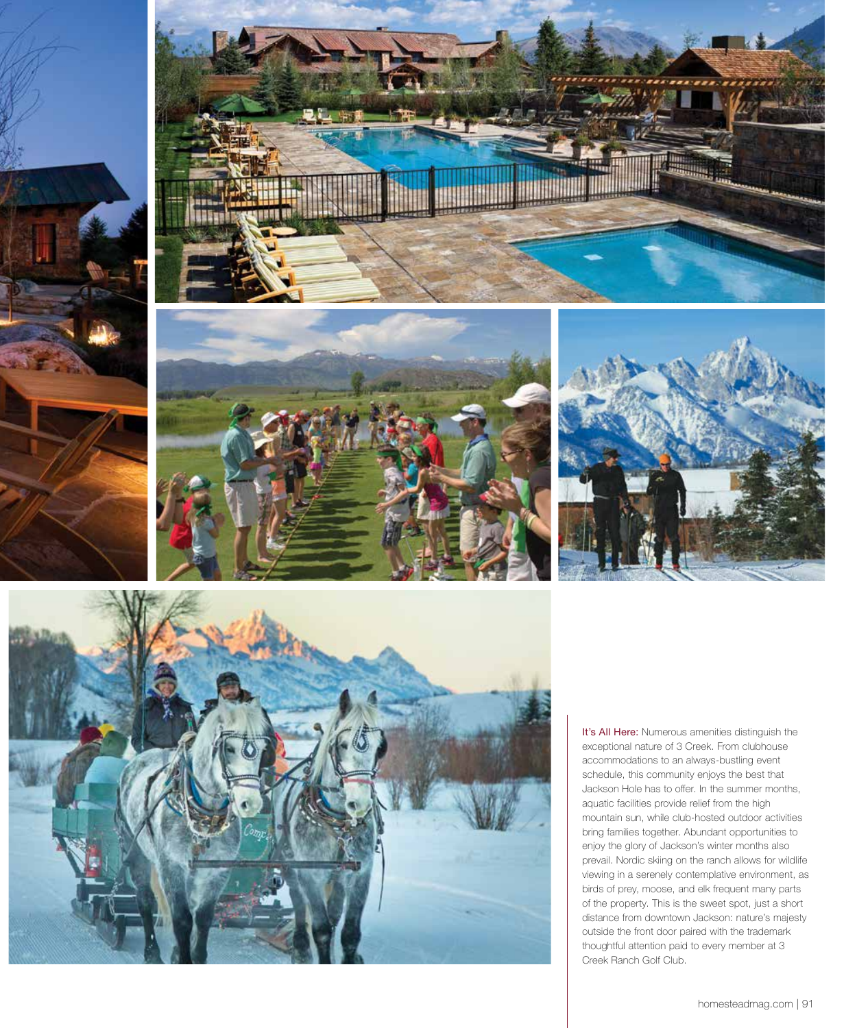It's All Here: Numerous amenities distinguish the exceptional nature of 3 Creek. From clubhouse accommodations to an always-bustling event schedule, this community enjoys the best that Jackson Hole has to offer. In the summer months, aquatic facilities provide relief from the high mountain sun, while club-hosted outdoor activities bring families together. Abundant opportunities to enjoy the glory of Jackson's winter months also prevail. Nordic skiing on the ranch allows for wildlife viewing in a serenely contemplative environment, as birds of prey, moose, and elk frequent many parts of the property. This is the sweet spot, just a short distance from downtown Jackson: nature's majesty outside the front door paired with the trademark thoughtful attention paid to every member at 3 Creek Ranch Golf Club.